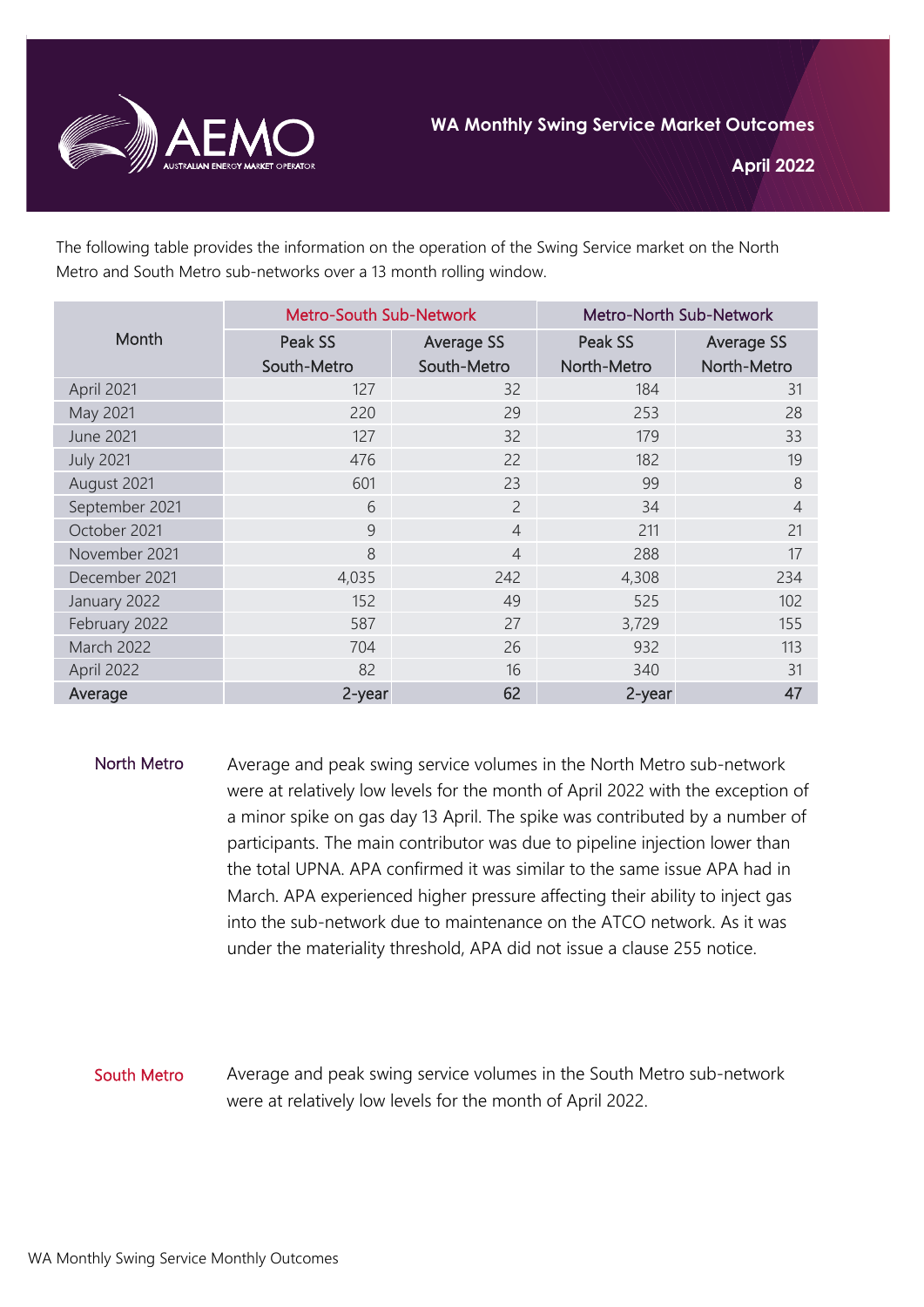# WA Monthly Swing Service Market Outcomes

**April 2022**

The following table provides the information on the operation of the Swing Service market on the North Metro and South Metro sub-networks over a 13 month rolling window.

| Month | Metro-South Sub-Network | | Metro-North Sub-Network | |
|---|---|---|---|---|
| | Peak SS South-Metro | Average SS South-Metro | Peak SS North-Metro | Average SS North-Metro |
| April 2021 | 127 | 32 | 184 | 31 |
| May 2021 | 220 | 29 | 253 | 28 |
| June 2021 | 127 | 32 | 179 | 33 |
| July 2021 | 476 | 22 | 182 | 19 |
| August 2021 | 601 | 23 | 99 | 8 |
| September 2021 | 6 | 2 | 34 | 4 |
| October 2021 | 9 | 4 | 211 | 21 |
| November 2021 | 8 | 4 | 288 | 17 |
| December 2021 | 4,035 | 242 | 4,308 | 234 |
| January 2022 | 152 | 49 | 525 | 102 |
| February 2022 | 587 | 27 | 3,729 | 155 |
| March 2022 | 704 | 26 | 932 | 113 |
| April 2022 | 82 | 16 | 340 | 31 |
| **Average** | **2-year** | **62** | **2-year** | **47** |

**North Metro**

Average and peak swing service volumes in the North Metro sub-network were at relatively low levels for the month of April 2022 with the exception of a minor spike on gas day 13 April. The spike was contributed by a number of participants. The main contributor was due to pipeline injection lower than the total UPNA. APA confirmed it was similar to the same issue APA had in March. APA experienced higher pressure affecting their ability to inject gas into the sub-network due to maintenance on the ATCO network. As it was under the materiality threshold, APA did not issue a clause 255 notice.

**South Metro**

Average and peak swing service volumes in the South Metro sub-network were at relatively low levels for the month of April 2022.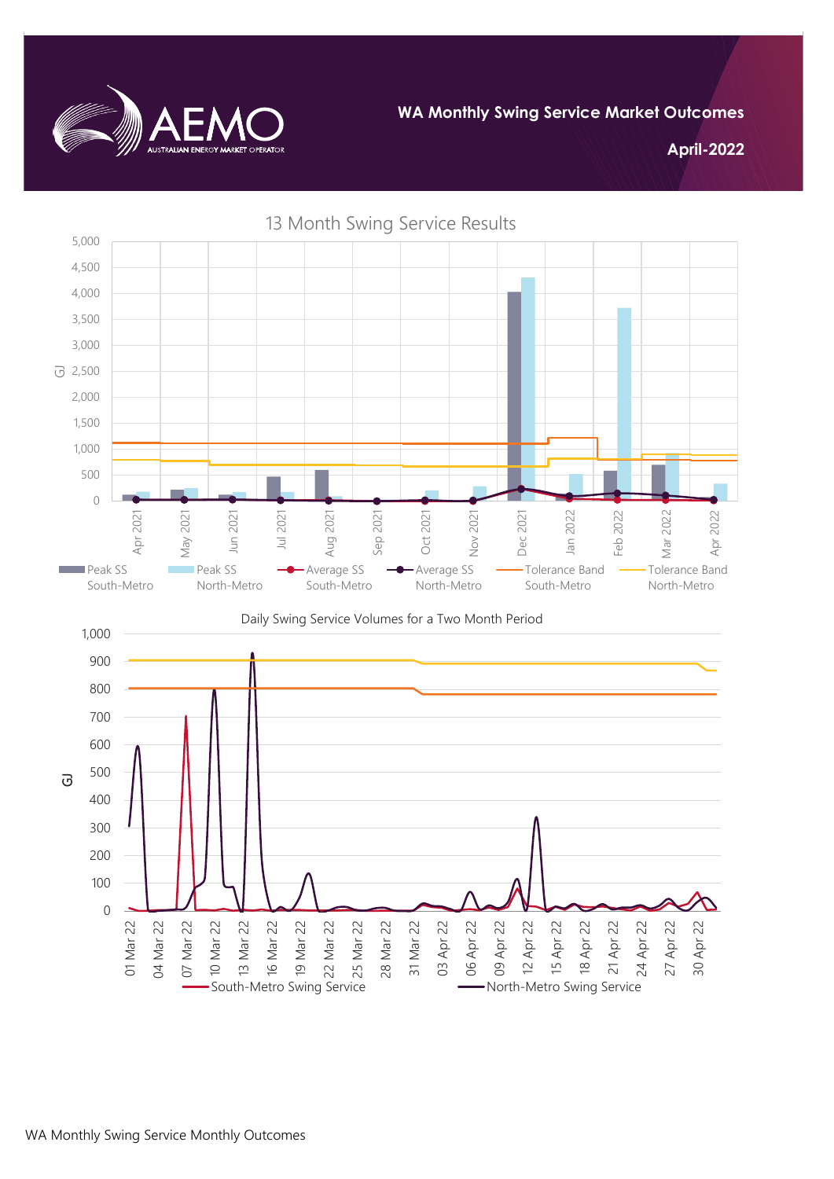**WA Monthly Swing Service Market Outcomes**

**April-2022**

13 Month Swing Service Results

Daily Swing Service Volumes for a Two Month Period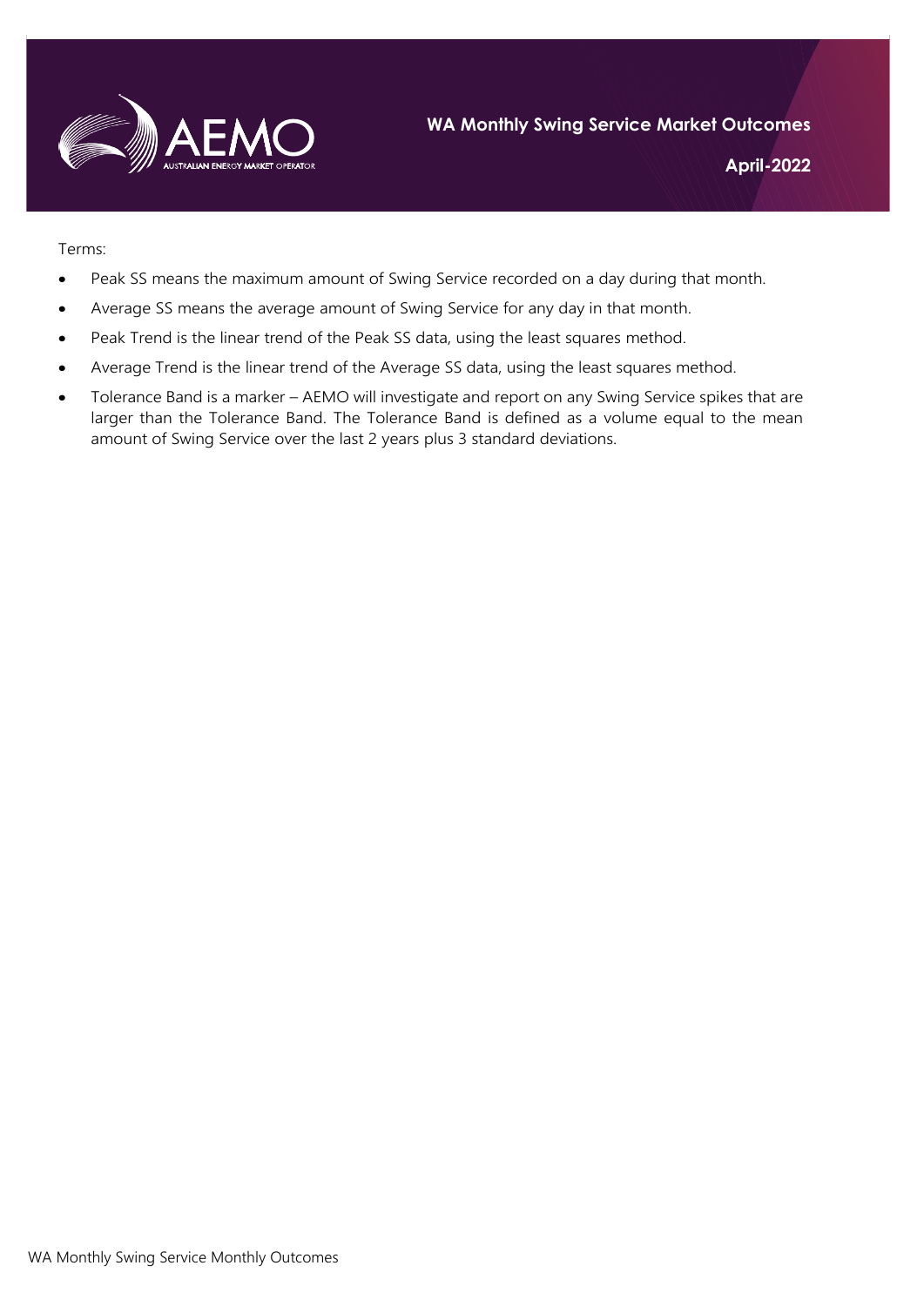**WA Monthly Swing Service Market Outcomes**

**April-2022**

Terms:

- Peak SS means the maximum amount of Swing Service recorded on a day during that month.
- Average SS means the average amount of Swing Service for any day in that month.
- Peak Trend is the linear trend of the Peak SS data, using the least squares method.
- Average Trend is the linear trend of the Average SS data, using the least squares method.
- Tolerance Band is a marker – AEMO will investigate and report on any Swing Service spikes that are larger than the Tolerance Band. The Tolerance Band is defined as a volume equal to the mean amount of Swing Service over the last 2 years plus 3 standard deviations.